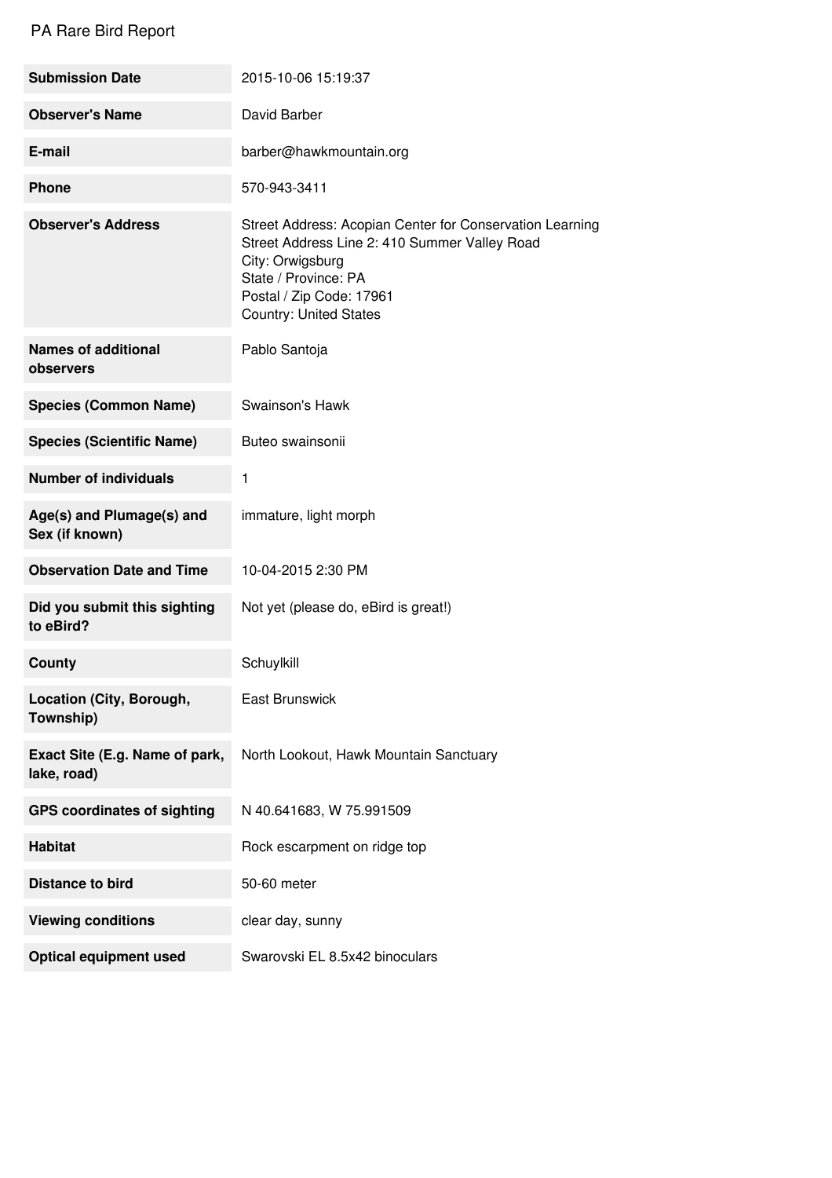PA Rare Bird Report

| | |
|---|---|
| **Submission Date** | 2015-10-06 15:19:37 |
| **Observer's Name** | David Barber |
| **E-mail** | barber@hawkmountain.org |
| **Phone** | 570-943-3411 |
| **Observer's Address** | Street Address: Acopian Center for Conservation Learning<br>Street Address Line 2: 410 Summer Valley Road<br>City: Orwigsburg<br>State / Province: PA<br>Postal / Zip Code: 17961<br>Country: United States |
| **Names of additional observers** | Pablo Santoja |
| **Species (Common Name)** | Swainson's Hawk |
| **Species (Scientific Name)** | Buteo swainsonii |
| **Number of individuals** | 1 |
| **Age(s) and Plumage(s) and Sex (if known)** | immature, light morph |
| **Observation Date and Time** | 10-04-2015 2:30 PM |
| **Did you submit this sighting to eBird?** | Not yet (please do, eBird is great!) |
| **County** | Schuylkill |
| **Location (City, Borough, Township)** | East Brunswick |
| **Exact Site (E.g. Name of park, lake, road)** | North Lookout, Hawk Mountain Sanctuary |
| **GPS coordinates of sighting** | N 40.641683, W 75.991509 |
| **Habitat** | Rock escarpment on ridge top |
| **Distance to bird** | 50-60 meter |
| **Viewing conditions** | clear day, sunny |
| **Optical equipment used** | Swarovski EL 8.5x42 binoculars |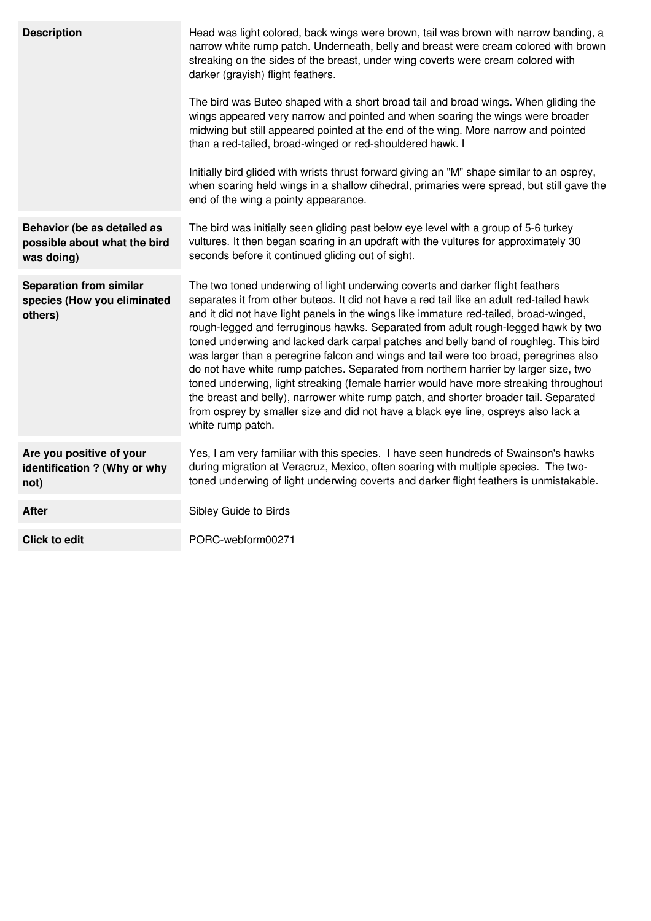| | |
|---|---|
| **Description** | Head was light colored, back wings were brown, tail was brown with narrow banding, a narrow white rump patch. Underneath, belly and breast were cream colored with brown streaking on the sides of the breast, under wing coverts were cream colored with darker (grayish) flight feathers.<br><br>The bird was Buteo shaped with a short broad tail and broad wings. When gliding the wings appeared very narrow and pointed and when soaring the wings were broader midwing but still appeared pointed at the end of the wing. More narrow and pointed than a red-tailed, broad-winged or red-shouldered hawk. I<br><br>Initially bird glided with wrists thrust forward giving an "M" shape similar to an osprey, when soaring held wings in a shallow dihedral, primaries were spread, but still gave the end of the wing a pointy appearance. |
| **Behavior (be as detailed as possible about what the bird was doing)** | The bird was initially seen gliding past below eye level with a group of 5-6 turkey vultures. It then began soaring in an updraft with the vultures for approximately 30 seconds before it continued gliding out of sight. |
| **Separation from similar species (How you eliminated others)** | The two toned underwing of light underwing coverts and darker flight feathers separates it from other buteos. It did not have a red tail like an adult red-tailed hawk and it did not have light panels in the wings like immature red-tailed, broad-winged, rough-legged and ferruginous hawks. Separated from adult rough-legged hawk by two toned underwing and lacked dark carpal patches and belly band of roughleg. This bird was larger than a peregrine falcon and wings and tail were too broad, peregrines also do not have white rump patches. Separated from northern harrier by larger size, two toned underwing, light streaking (female harrier would have more streaking throughout the breast and belly), narrower white rump patch, and shorter broader tail. Separated from osprey by smaller size and did not have a black eye line, ospreys also lack a white rump patch. |
| **Are you positive of your identification ? (Why or why not)** | Yes, I am very familiar with this species. I have seen hundreds of Swainson's hawks during migration at Veracruz, Mexico, often soaring with multiple species. The two-toned underwing of light underwing coverts and darker flight feathers is unmistakable. |
| **After** | Sibley Guide to Birds |
| **Click to edit** | PORC-webform00271 |